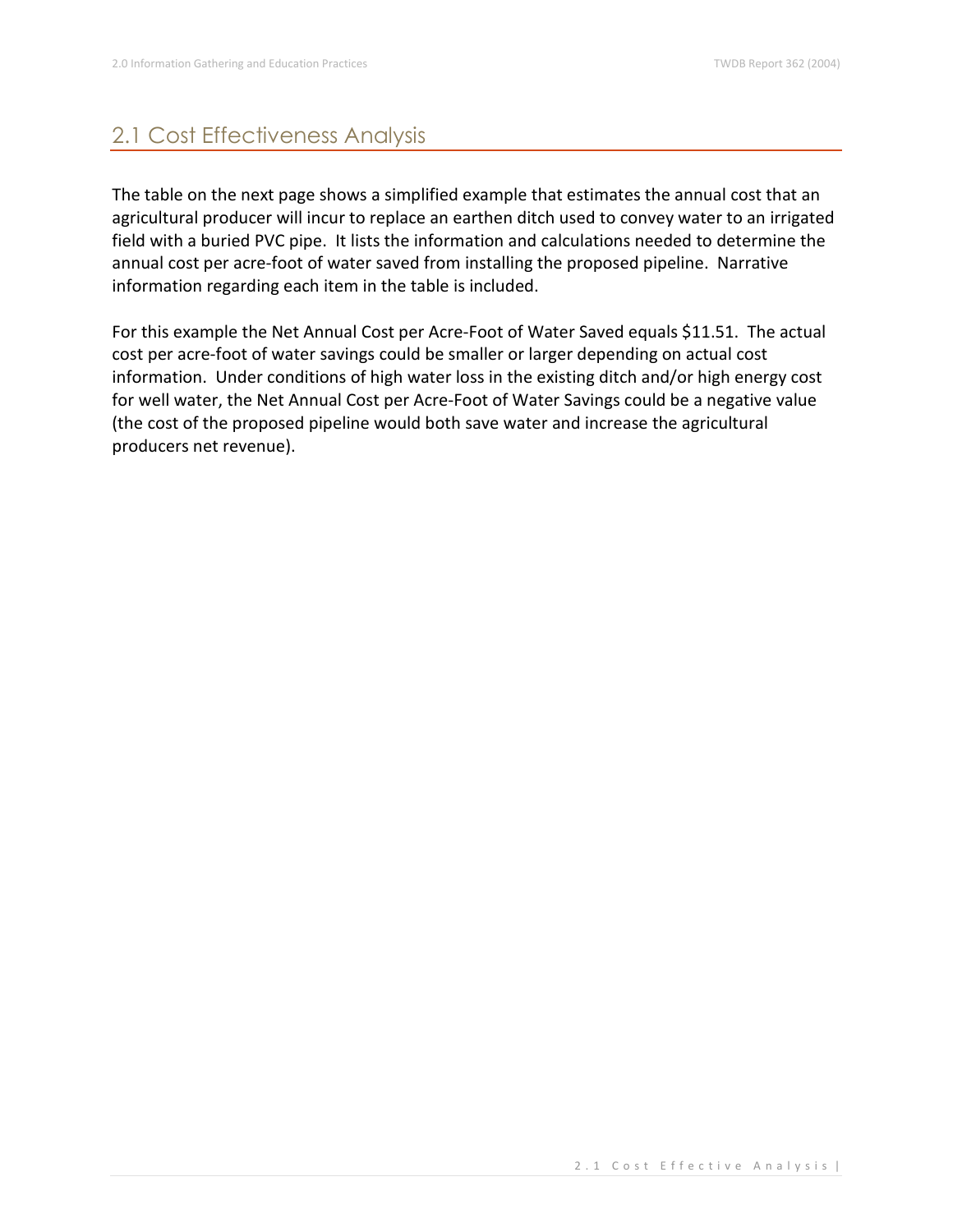## 2.1 Cost Effectiveness Analysis

The table on the next page shows a simplified example that estimates the annual cost that an agricultural producer will incur to replace an earthen ditch used to convey water to an irrigated field with a buried PVC pipe. It lists the information and calculations needed to determine the annual cost per acre-foot of water saved from installing the proposed pipeline. Narrative information regarding each item in the table is included.

For this example the Net Annual Cost per Acre-Foot of Water Saved equals $11.51. The actual cost per acre-foot of water savings could be smaller or larger depending on actual cost information. Under conditions of high water loss in the existing ditch and/or high energy cost for well water, the Net Annual Cost per Acre-Foot of Water Savings could be a negative value (the cost of the proposed pipeline would both save water and increase the agricultural producers net revenue).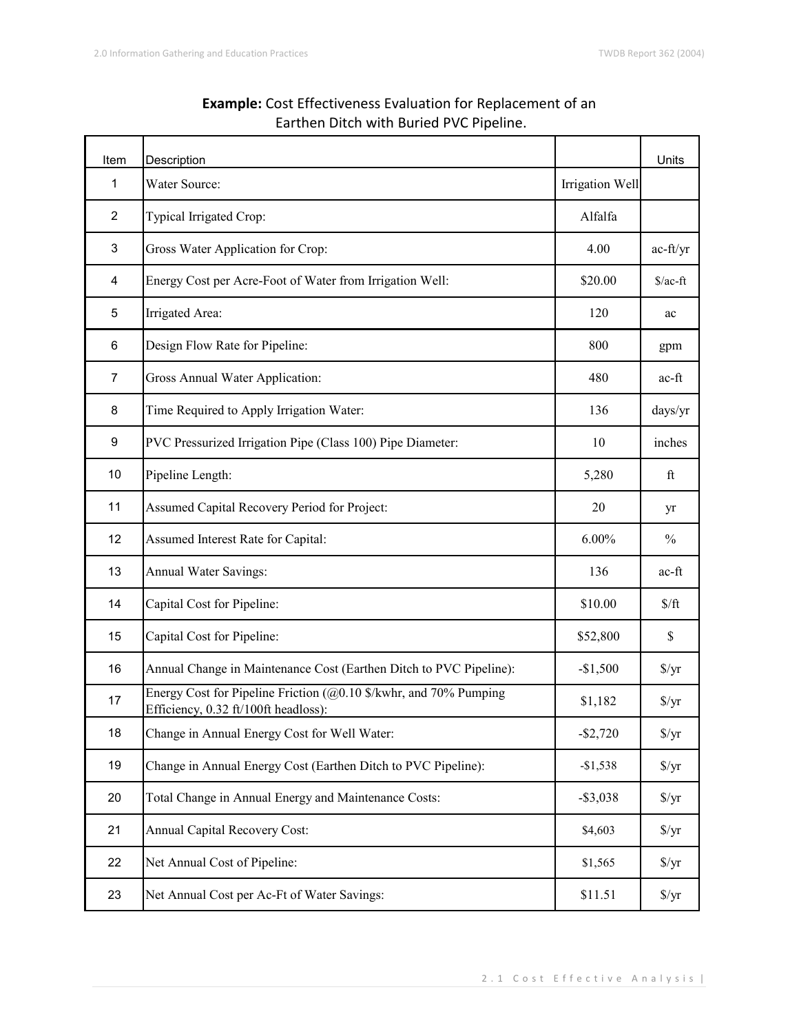**Example:** Cost Effectiveness Evaluation for Replacement of an Earthen Ditch with Buried PVC Pipeline.

| Item | Description | | Units |
|---|---|---|---|
| 1 | Water Source: | Irrigation Well | |
| 2 | Typical Irrigated Crop: | Alfalfa | |
| 3 | Gross Water Application for Crop: | 4.00 | ac-ft/yr |
| 4 | Energy Cost per Acre-Foot of Water from Irrigation Well: | $20.00 | $/ac-ft |
| 5 | Irrigated Area: | 120 | ac |
| 6 | Design Flow Rate for Pipeline: | 800 | gpm |
| 7 | Gross Annual Water Application: | 480 | ac-ft |
| 8 | Time Required to Apply Irrigation Water: | 136 | days/yr |
| 9 | PVC Pressurized Irrigation Pipe (Class 100) Pipe Diameter: | 10 | inches |
| 10 | Pipeline Length: | 5,280 | ft |
| 11 | Assumed Capital Recovery Period for Project: | 20 | yr |
| 12 | Assumed Interest Rate for Capital: | 6.00% | % |
| 13 | Annual Water Savings: | 136 | ac-ft |
| 14 | Capital Cost for Pipeline: | $10.00 | $/ft |
| 15 | Capital Cost for Pipeline: | $52,800 | $ |
| 16 | Annual Change in Maintenance Cost (Earthen Ditch to PVC Pipeline): | -$1,500 | $/yr |
| 17 | Energy Cost for Pipeline Friction (@0.10 $/kwhr, and 70% Pumping Efficiency, 0.32 ft/100ft headloss): | $1,182 | $/yr |
| 18 | Change in Annual Energy Cost for Well Water: | -$2,720 | $/yr |
| 19 | Change in Annual Energy Cost (Earthen Ditch to PVC Pipeline): | -$1,538 | $/yr |
| 20 | Total Change in Annual Energy and Maintenance Costs: | -$3,038 | $/yr |
| 21 | Annual Capital Recovery Cost: | $4,603 | $/yr |
| 22 | Net Annual Cost of Pipeline: | $1,565 | $/yr |
| 23 | Net Annual Cost per Ac-Ft of Water Savings: | $11.51 | $/yr |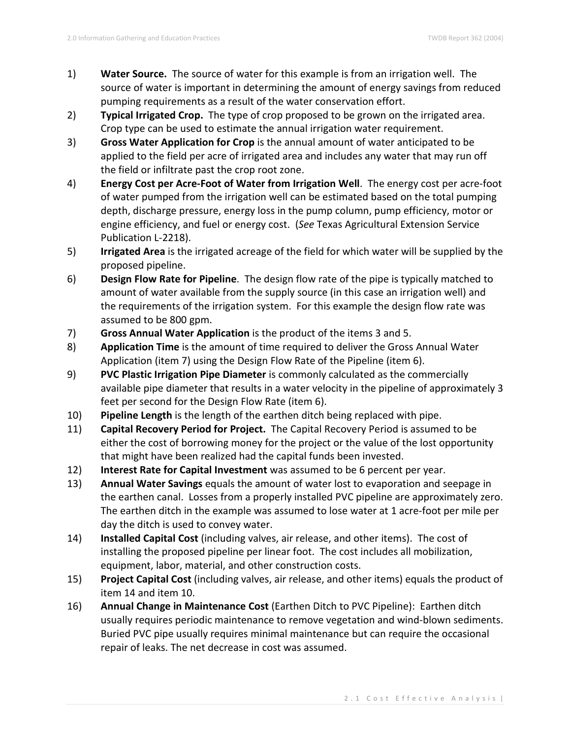1) **Water Source.** The source of water for this example is from an irrigation well. The source of water is important in determining the amount of energy savings from reduced pumping requirements as a result of the water conservation effort.
2) **Typical Irrigated Crop.** The type of crop proposed to be grown on the irrigated area. Crop type can be used to estimate the annual irrigation water requirement.
3) **Gross Water Application for Crop** is the annual amount of water anticipated to be applied to the field per acre of irrigated area and includes any water that may run off the field or infiltrate past the crop root zone.
4) **Energy Cost per Acre-Foot of Water from Irrigation Well**. The energy cost per acre-foot of water pumped from the irrigation well can be estimated based on the total pumping depth, discharge pressure, energy loss in the pump column, pump efficiency, motor or engine efficiency, and fuel or energy cost. (*See* Texas Agricultural Extension Service Publication L-2218).
5) **Irrigated Area** is the irrigated acreage of the field for which water will be supplied by the proposed pipeline.
6) **Design Flow Rate for Pipeline**. The design flow rate of the pipe is typically matched to amount of water available from the supply source (in this case an irrigation well) and the requirements of the irrigation system. For this example the design flow rate was assumed to be 800 gpm.
7) **Gross Annual Water Application** is the product of the items 3 and 5.
8) **Application Time** is the amount of time required to deliver the Gross Annual Water Application (item 7) using the Design Flow Rate of the Pipeline (item 6).
9) **PVC Plastic Irrigation Pipe Diameter** is commonly calculated as the commercially available pipe diameter that results in a water velocity in the pipeline of approximately 3 feet per second for the Design Flow Rate (item 6).
10) **Pipeline Length** is the length of the earthen ditch being replaced with pipe.
11) **Capital Recovery Period for Project.** The Capital Recovery Period is assumed to be either the cost of borrowing money for the project or the value of the lost opportunity that might have been realized had the capital funds been invested.
12) **Interest Rate for Capital Investment** was assumed to be 6 percent per year.
13) **Annual Water Savings** equals the amount of water lost to evaporation and seepage in the earthen canal. Losses from a properly installed PVC pipeline are approximately zero. The earthen ditch in the example was assumed to lose water at 1 acre-foot per mile per day the ditch is used to convey water.
14) **Installed Capital Cost** (including valves, air release, and other items). The cost of installing the proposed pipeline per linear foot. The cost includes all mobilization, equipment, labor, material, and other construction costs.
15) **Project Capital Cost** (including valves, air release, and other items) equals the product of item 14 and item 10.
16) **Annual Change in Maintenance Cost** (Earthen Ditch to PVC Pipeline): Earthen ditch usually requires periodic maintenance to remove vegetation and wind-blown sediments. Buried PVC pipe usually requires minimal maintenance but can require the occasional repair of leaks. The net decrease in cost was assumed.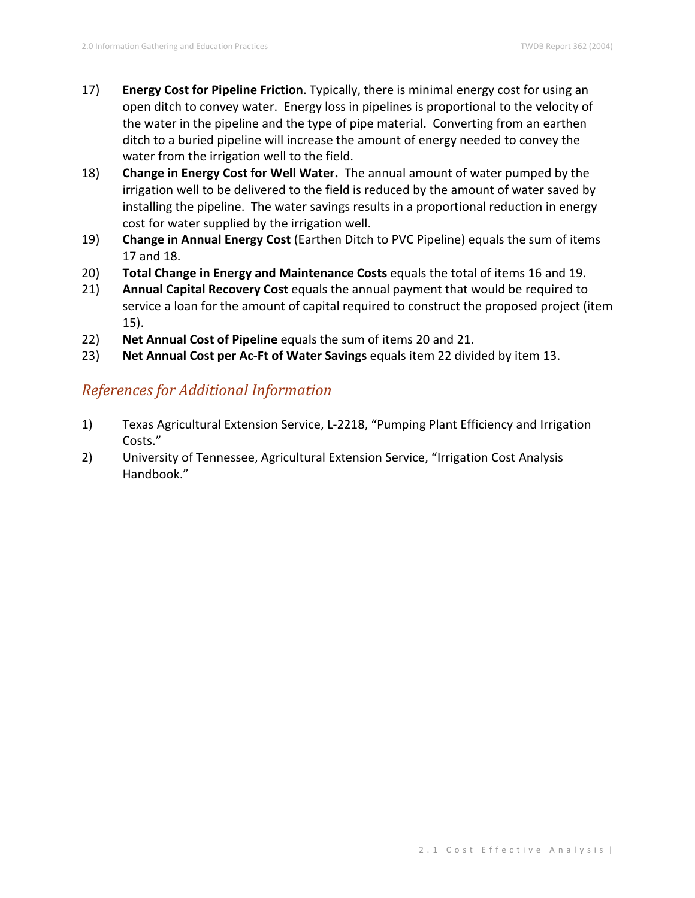17) **Energy Cost for Pipeline Friction**. Typically, there is minimal energy cost for using an open ditch to convey water. Energy loss in pipelines is proportional to the velocity of the water in the pipeline and the type of pipe material. Converting from an earthen ditch to a buried pipeline will increase the amount of energy needed to convey the water from the irrigation well to the field.

18) **Change in Energy Cost for Well Water.** The annual amount of water pumped by the irrigation well to be delivered to the field is reduced by the amount of water saved by installing the pipeline. The water savings results in a proportional reduction in energy cost for water supplied by the irrigation well.

19) **Change in Annual Energy Cost** (Earthen Ditch to PVC Pipeline) equals the sum of items 17 and 18.

20) **Total Change in Energy and Maintenance Costs** equals the total of items 16 and 19.

21) **Annual Capital Recovery Cost** equals the annual payment that would be required to service a loan for the amount of capital required to construct the proposed project (item 15).

22) **Net Annual Cost of Pipeline** equals the sum of items 20 and 21.

23) **Net Annual Cost per Ac-Ft of Water Savings** equals item 22 divided by item 13.

## *References for Additional Information*

1) Texas Agricultural Extension Service, L-2218, "Pumping Plant Efficiency and Irrigation Costs."

2) University of Tennessee, Agricultural Extension Service, "Irrigation Cost Analysis Handbook."